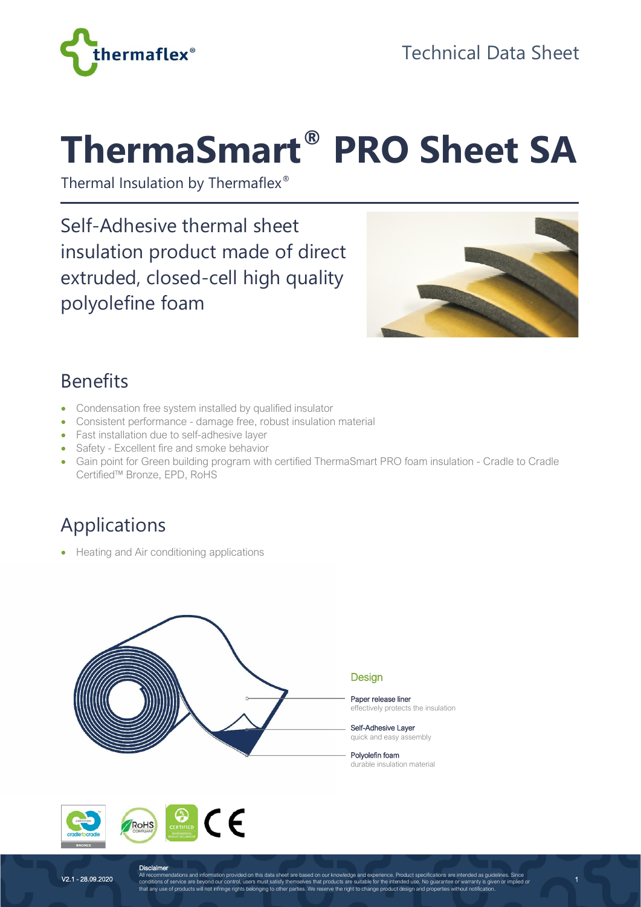Technical Data Sheet

# ThermaSmart® PRO Sheet SA

Thermal Insulation by Thermaflex®

Self-Adhesive thermal sheet insulation product made of direct extruded, closed-cell high quality polyolefine foam

## Benefits

- Condensation free system installed by qualified insulator
- Consistent performance - damage free, robust insulation material
- Fast installation due to self-adhesive layer
- Safety - Excellent fire and smoke behavior
- Gain point for Green building program with certified ThermaSmart PRO foam insulation - Cradle to Cradle Certified™ Bronze, EPD, RoHS

## Applications

- Heating and Air conditioning applications

### Design

**Paper release liner**
effectively protects the insulation

**Self-Adhesive Layer**
quick and easy assembly

**Polyolefin foam**
durable insulation material

V2.1 - 28.09.2020

**Disclaimer**
All recommendations and information provided on this data sheet are based on our knowledge and experience. Product specifications are intended as guidelines. Since conditions of service are beyond our control, users must satisfy themselves that products are suitable for the intended use. No guarantee or warranty is given or implied or that any use of products will not infringe rights belonging to other parties. We reserve the right to change product design and properties without notification.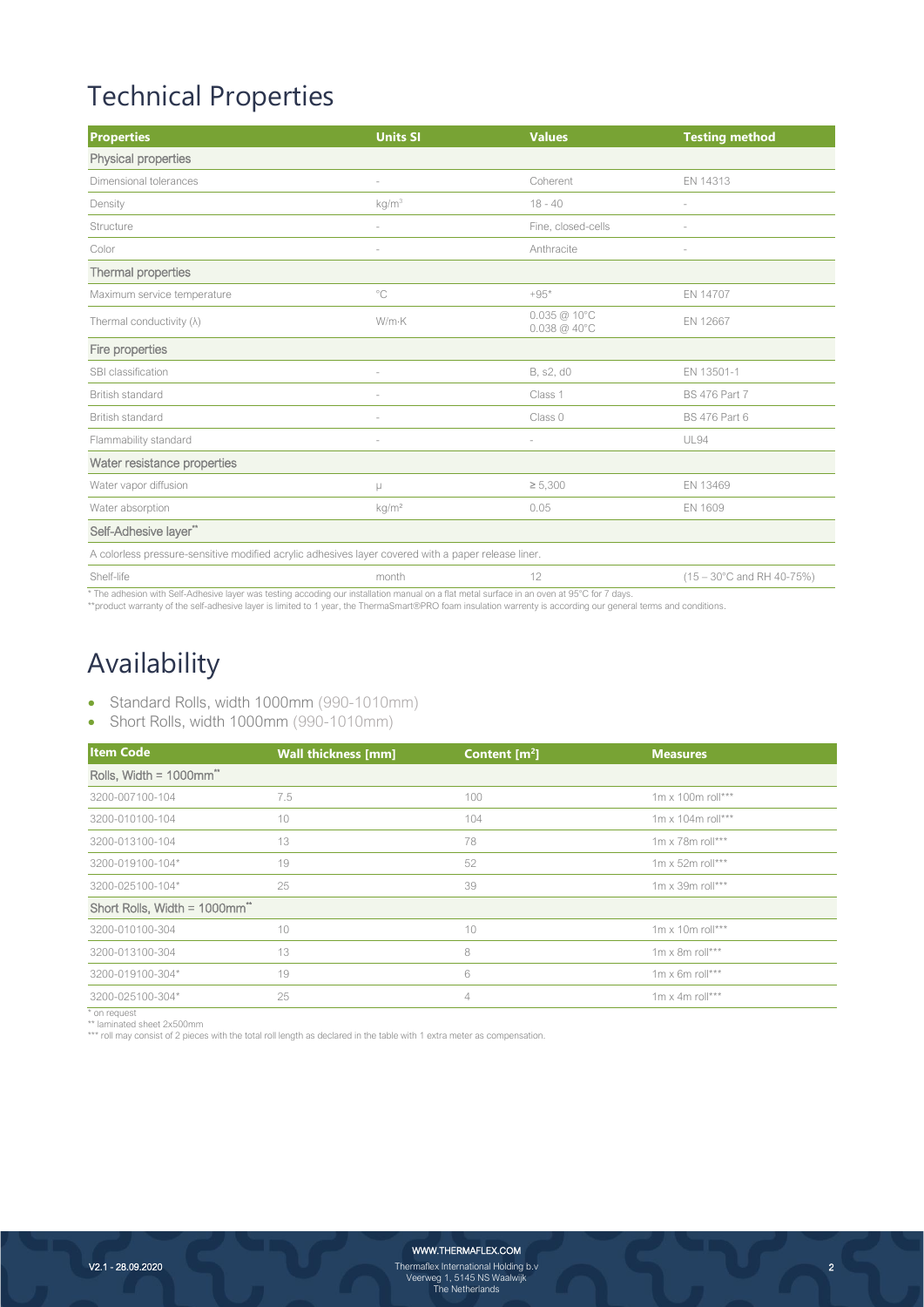# Technical Properties

| Properties | Units SI | Values | Testing method |
|---|---|---|---|
| Physical properties | | | |
| Dimensional tolerances | - | Coherent | EN 14313 |
| Density | kg/m³ | 18 - 40 | - |
| Structure | - | Fine, closed-cells | - |
| Color | - | Anthracite | - |
| Thermal properties | | | |
| Maximum service temperature | °C | +95* | EN 14707 |
| Thermal conductivity (λ) | W/m·K | 0.035 @ 10°C<br>0.038 @ 40°C | EN 12667 |
| Fire properties | | | |
| SBI classification | - | B, s2, d0 | EN 13501-1 |
| British standard | - | Class 1 | BS 476 Part 7 |
| British standard | - | Class 0 | BS 476 Part 6 |
| Flammability standard | - | - | UL94 |
| Water resistance properties | | | |
| Water vapor diffusion | μ | ≥ 5,300 | EN 13469 |
| Water absorption | kg/m² | 0.05 | EN 1609 |
| Self-Adhesive layer** | | | |
| A colorless pressure-sensitive modified acrylic adhesives layer covered with a paper release liner. | | | |
| Shelf-life | month | 12 | (15 – 30°C and RH 40-75%) |

\* The adhesion with Self-Adhesive layer was testing accoding our installation manual on a flat metal surface in an oven at 95°C for 7 days.
\*\*product warranty of the self-adhesive layer is limited to 1 year, the ThermaSmart®PRO foam insulation warrenty is according our general terms and conditions.

# Availability

- Standard Rolls, width 1000mm (990-1010mm)
- Short Rolls, width 1000mm (990-1010mm)

| Item Code | Wall thickness [mm] | Content [m²] | Measures |
|---|---|---|---|
| Rolls, Width = 1000mm** | | | |
| 3200-007100-104 | 7.5 | 100 | 1m x 100m roll*** |
| 3200-010100-104 | 10 | 104 | 1m x 104m roll*** |
| 3200-013100-104 | 13 | 78 | 1m x 78m roll*** |
| 3200-019100-104* | 19 | 52 | 1m x 52m roll*** |
| 3200-025100-104* | 25 | 39 | 1m x 39m roll*** |
| Short Rolls, Width = 1000mm** | | | |
| 3200-010100-304 | 10 | 10 | 1m x 10m roll*** |
| 3200-013100-304 | 13 | 8 | 1m x 8m roll*** |
| 3200-019100-304* | 19 | 6 | 1m x 6m roll*** |
| 3200-025100-304* | 25 | 4 | 1m x 4m roll*** |

\* on request
\*\* laminated sheet 2x500mm
\*\*\* roll may consist of 2 pieces with the total roll length as declared in the table with 1 extra meter as compensation.

WWW.THERMAFLEX.COM
Thermaflex International Holding b.v
Veerweg 1, 5145 NS Waalwijk
The Netherlands

V2.1 - 28.09.2020